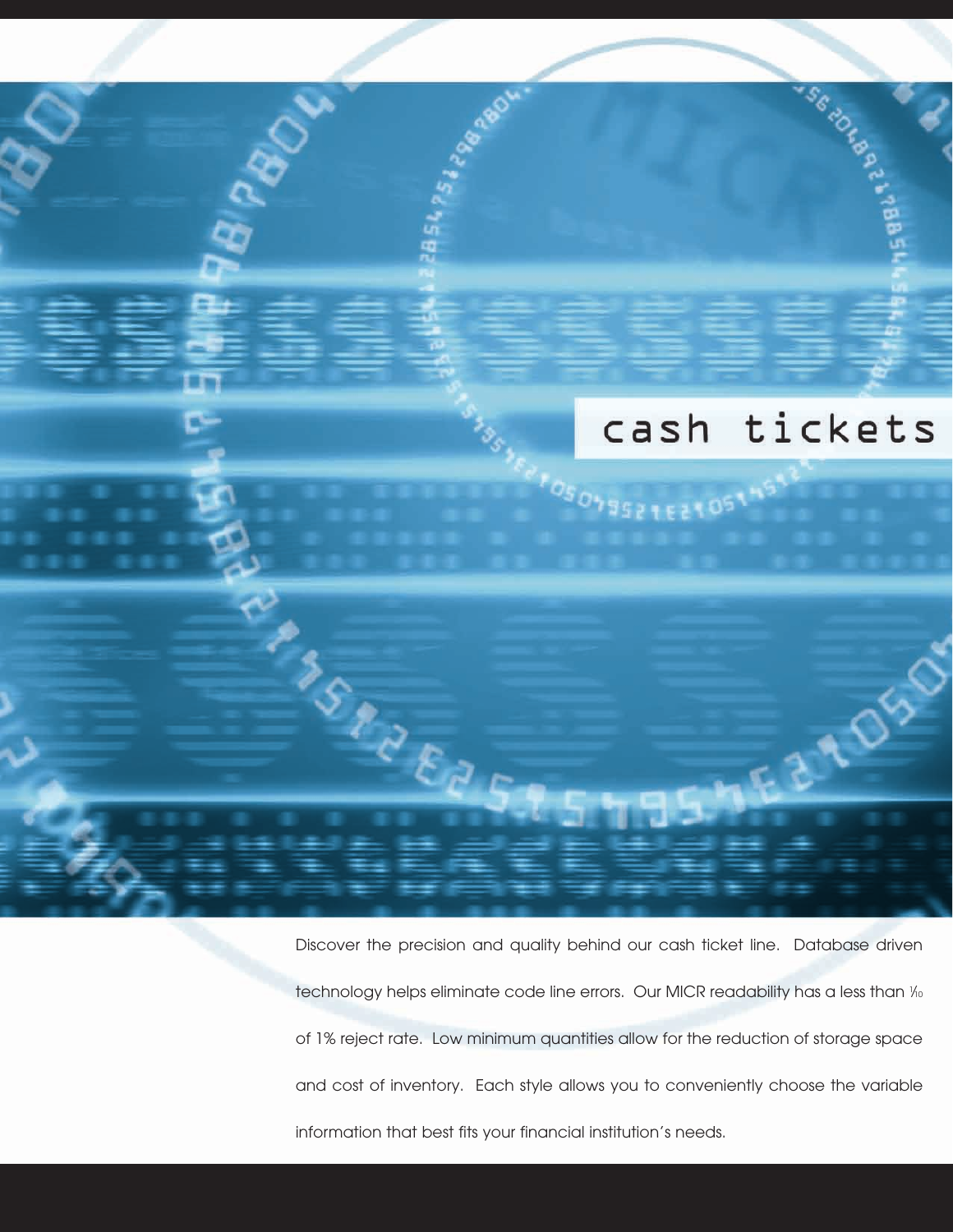# cash tickets

Discover the precision and quality behind our cash ticket line. Database driven technology helps eliminate code line errors. Our MICR readability has a less than 1/10 of 1% reject rate. Low minimum quantities allow for the reduction of storage space and cost of inventory. Each style allows you to conveniently choose the variable information that best fits your financial institution's needs.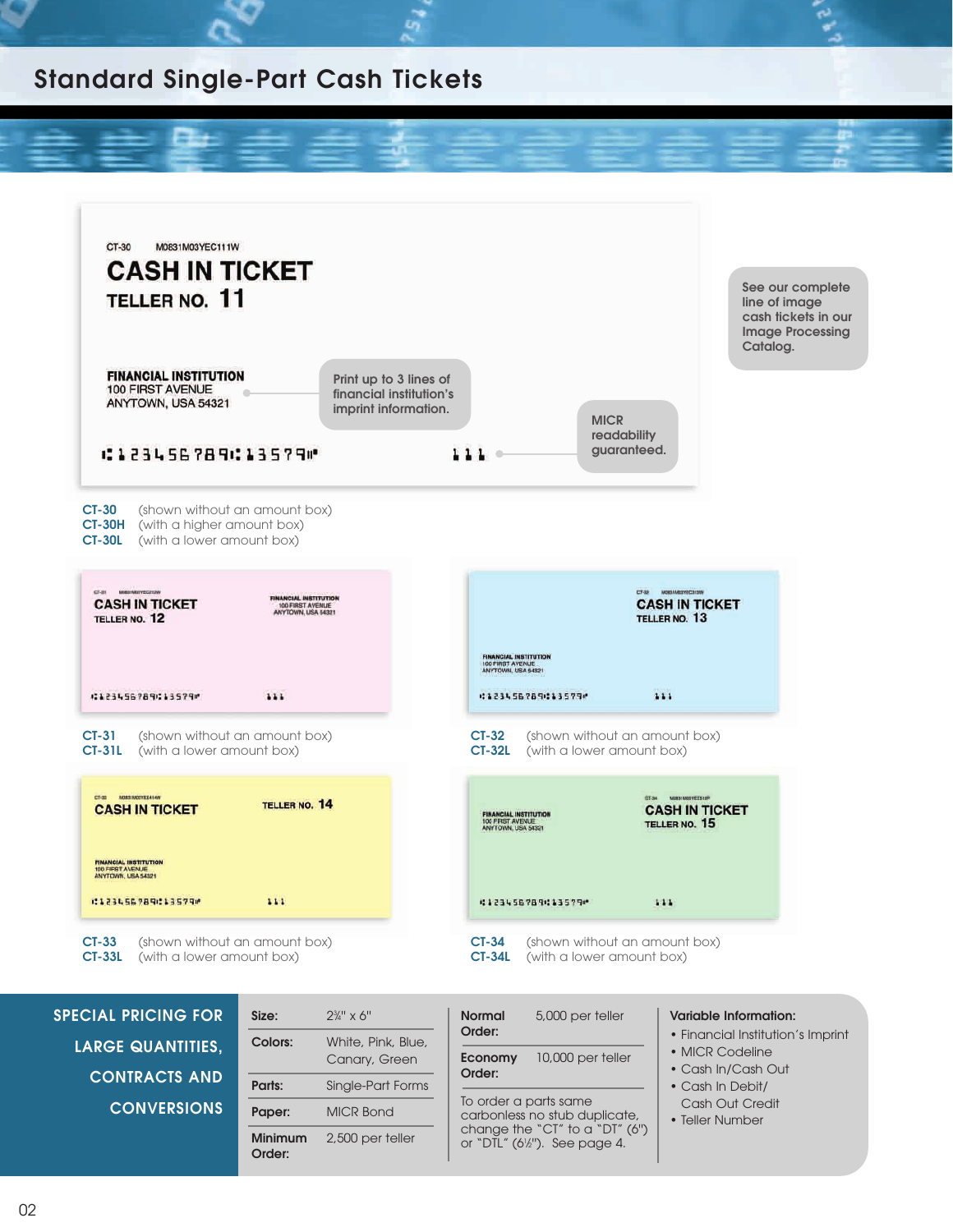# Standard Single-Part Cash Tickets

CT-30 M0831M03YEC111W

**CASH IN TICKET**

**TELLER NO. 11**

**FINANCIAL INSTITUTION**
100 FIRST AVENUE
ANYTOWN, USA 54321

⑆123456789⑆13579⑈ 111

Print up to 3 lines of financial institution's imprint information.

MICR readability guaranteed.

See our complete line of image cash tickets in our Image Processing Catalog.

**CT-30** (shown without an amount box)
**CT-30H** (with a higher amount box)
**CT-30L** (with a lower amount box)

**CT-31** (shown without an amount box)
**CT-31L** (with a lower amount box)

**CT-32** (shown without an amount box)
**CT-32L** (with a lower amount box)

**CT-33** (shown without an amount box)
**CT-33L** (with a lower amount box)

**CT-34** (shown without an amount box)
**CT-34L** (with a lower amount box)

**SPECIAL PRICING FOR LARGE QUANTITIES, CONTRACTS AND CONVERSIONS**

| | |
|---|---|
| **Size:** | 2¾" x 6" |
| **Colors:** | White, Pink, Blue, Canary, Green |
| **Parts:** | Single-Part Forms |
| **Paper:** | MICR Bond |
| **Minimum Order:** | 2,500 per teller |
| **Normal Order:** | 5,000 per teller |
| **Economy Order:** | 10,000 per teller |

To order a parts same carbonless no stub duplicate, change the "CT" to a "DT" (6") or "DTL" (6½"). See page 4.

**Variable Information:**
- Financial Institution's Imprint
- MICR Codeline
- Cash In/Cash Out
- Cash In Debit/ Cash Out Credit
- Teller Number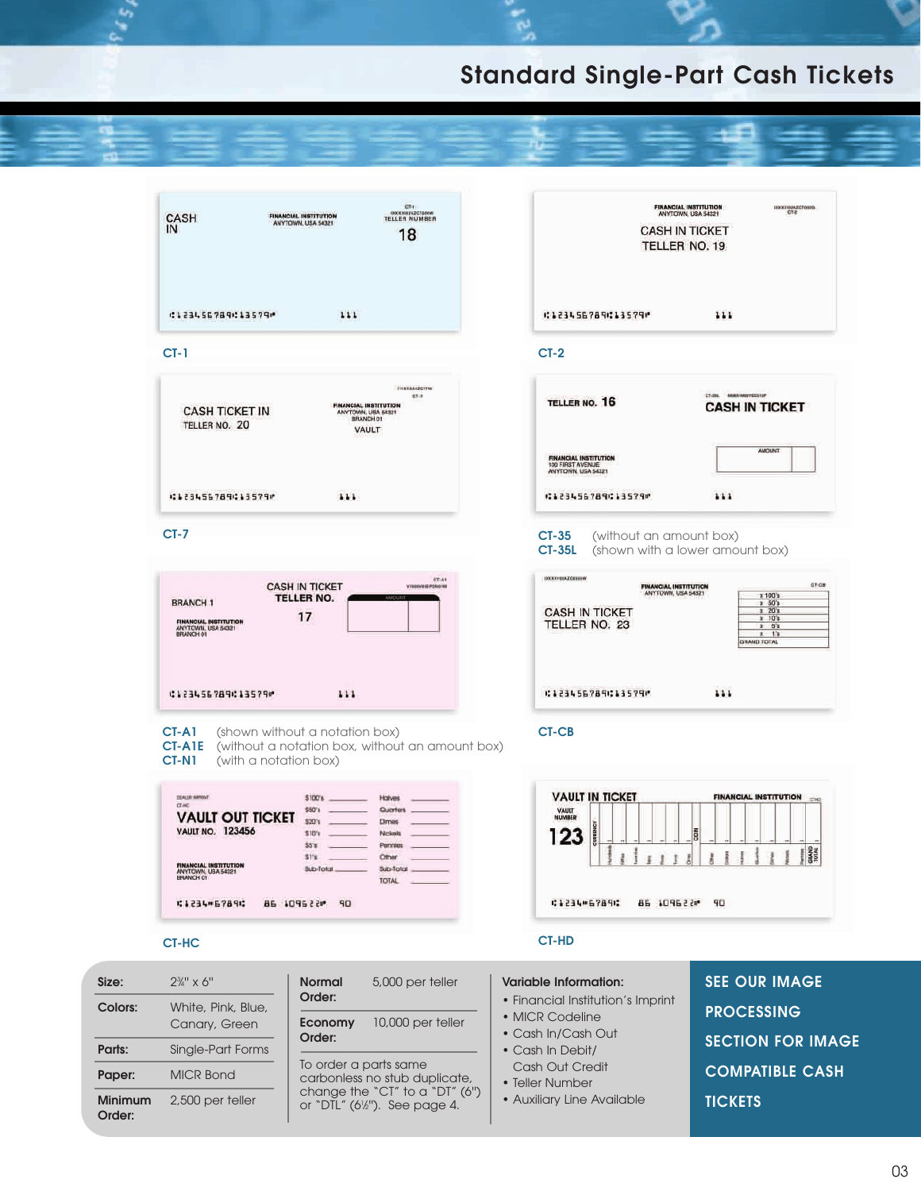# Standard Single-Part Cash Tickets

CT-1

CT-2

CT-7

CT-35 (without an amount box)
CT-35L (shown with a lower amount box)

CT-A1 (shown without a notation box)
CT-A1E (without a notation box, without an amount box)
CT-N1 (with a notation box)

CT-CB

CT-HC

CT-HD

| | |
|---|---|
| **Size:** | 2¾" x 6" |
| **Colors:** | White, Pink, Blue, Canary, Green |
| **Parts:** | Single-Part Forms |
| **Paper:** | MICR Bond |
| **Minimum Order:** | 2,500 per teller |

| | |
|---|---|
| **Normal Order:** | 5,000 per teller |
| **Economy Order:** | 10,000 per teller |

To order a parts same carbonless no stub duplicate, change the "CT" to a "DT" (6") or "DTL" (6½"). See page 4.

**Variable Information:**

- Financial Institution's Imprint
- MICR Codeline
- Cash In/Cash Out
- Cash In Debit/ Cash Out Credit
- Teller Number
- Auxiliary Line Available

**SEE OUR IMAGE PROCESSING SECTION FOR IMAGE COMPATIBLE CASH TICKETS**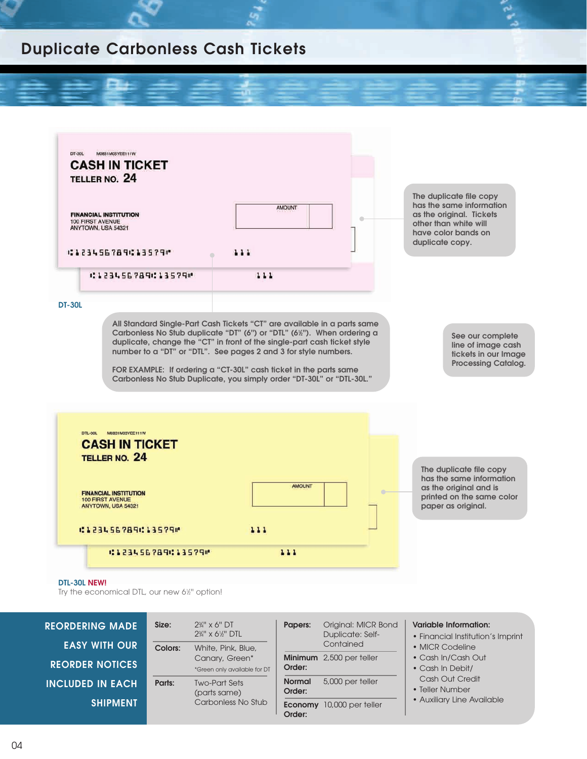# Duplicate Carbonless Cash Tickets

DT-30L M0831M03YEE111W

CASH IN TICKET
TELLER NO. 24

FINANCIAL INSTITUTION
100 FIRST AVENUE
ANYTOWN, USA 54321

AMOUNT

The duplicate file copy has the same information as the original. Tickets other than white will have color bands on duplicate copy.

**DT-30L**

All Standard Single-Part Cash Tickets "CT" are available in a parts same Carbonless No Stub duplicate "DT" (6") or "DTL" (6½"). When ordering a duplicate, change the "CT" in front of the single-part cash ticket style number to a "DT" or "DTL". See pages 2 and 3 for style numbers.

FOR EXAMPLE: If ordering a "CT-30L" cash ticket in the parts same Carbonless No Stub Duplicate, you simply order "DT-30L" or "DTL-30L."

See our complete line of image cash tickets in our Image Processing Catalog.

DTL-30L M0831M03YEE111W

CASH IN TICKET
TELLER NO. 24

FINANCIAL INSTITUTION
100 FIRST AVENUE
ANYTOWN, USA 54321

AMOUNT

The duplicate file copy has the same information as the original and is printed on the same color paper as original.

**DTL-30L NEW!**
Try the economical DTL, our new 6½" option!

**REORDERING MADE EASY WITH OUR REORDER NOTICES INCLUDED IN EACH SHIPMENT**

| | |
|---|---|
| **Size:** | 2¾" x 6" DT<br>2¾" x 6½" DTL |
| **Colors:** | White, Pink, Blue, Canary, Green*<br>*Green only available for DT |
| **Parts:** | Two-Part Sets (parts same) Carbonless No Stub |

| | |
|---|---|
| **Papers:** | Original: MICR Bond<br>Duplicate: Self-Contained |
| **Minimum Order:** | 2,500 per teller |
| **Normal Order:** | 5,000 per teller |
| **Economy Order:** | 10,000 per teller |

**Variable Information:**
- Financial Institution's Imprint
- MICR Codeline
- Cash In/Cash Out
- Cash In Debit/ Cash Out Credit
- Teller Number
- Auxiliary Line Available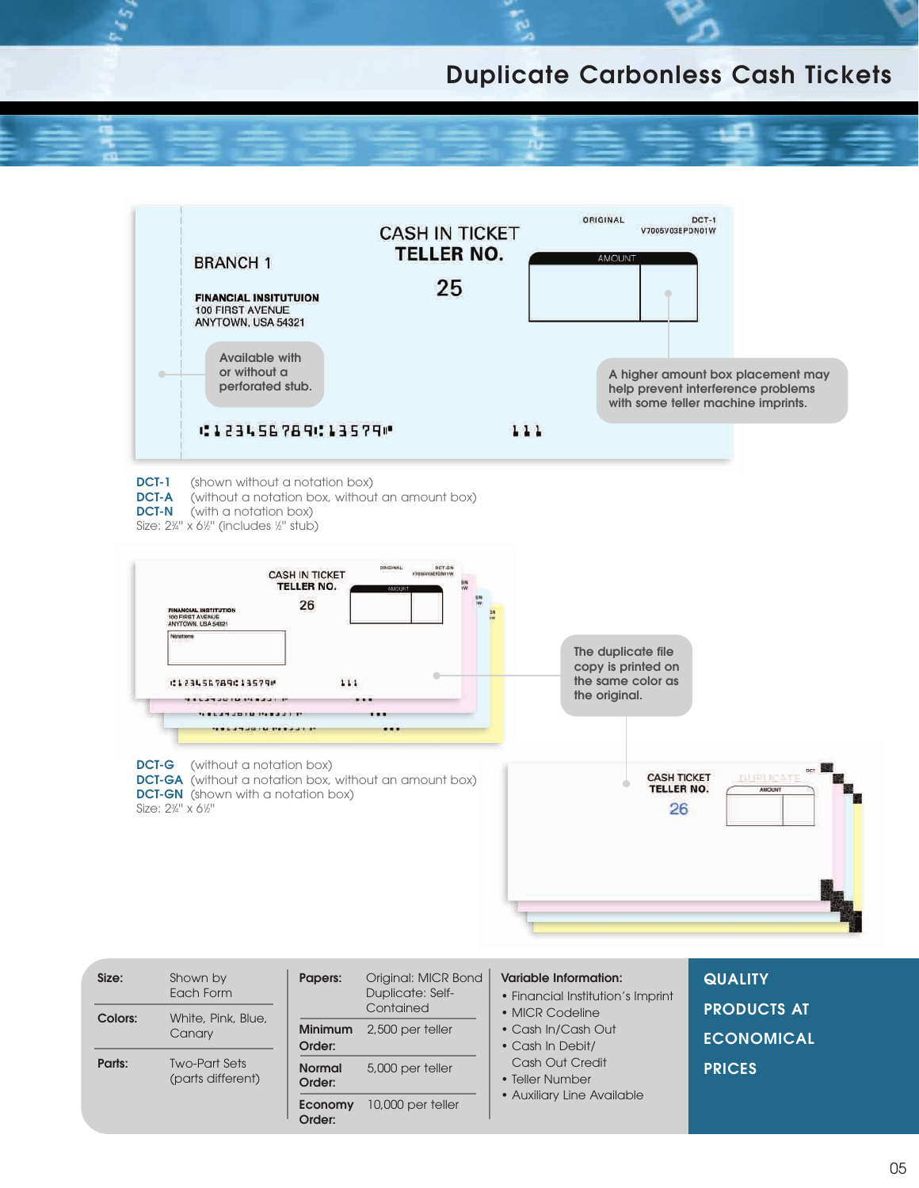# Duplicate Carbonless Cash Tickets

CASH IN TICKET
TELLER NO.
25

BRANCH 1

FINANCIAL INSITUTUION
100 FIRST AVENUE
ANYTOWN, USA 54321

ORIGINAL DCT-1
V7005V03EPDN01W

AMOUNT

Available with or without a perforated stub.

A higher amount box placement may help prevent interference problems with some teller machine imprints.

⑆123456789⑆13579⑈ 111

**DCT-1** (shown without a notation box)
**DCT-A** (without a notation box, without an amount box)
**DCT-N** (with a notation box)
Size: 2¾" x 6½" (includes ½" stub)

The duplicate file copy is printed on the same color as the original.

**DCT-G** (without a notation box)
**DCT-GA** (without a notation box, without an amount box)
**DCT-GN** (shown with a notation box)
Size: 2¾" x 6½"

| | |
|---|---|
| **Size:** | Shown by Each Form |
| **Colors:** | White, Pink, Blue, Canary |
| **Parts:** | Two-Part Sets (parts different) |

| | |
|---|---|
| **Papers:** | Original: MICR Bond Duplicate: Self-Contained |
| **Minimum Order:** | 2,500 per teller |
| **Normal Order:** | 5,000 per teller |
| **Economy Order:** | 10,000 per teller |

**Variable Information:**
- Financial Institution's Imprint
- MICR Codeline
- Cash In/Cash Out
- Cash In Debit/ Cash Out Credit
- Teller Number
- Auxiliary Line Available

**QUALITY PRODUCTS AT ECONOMICAL PRICES**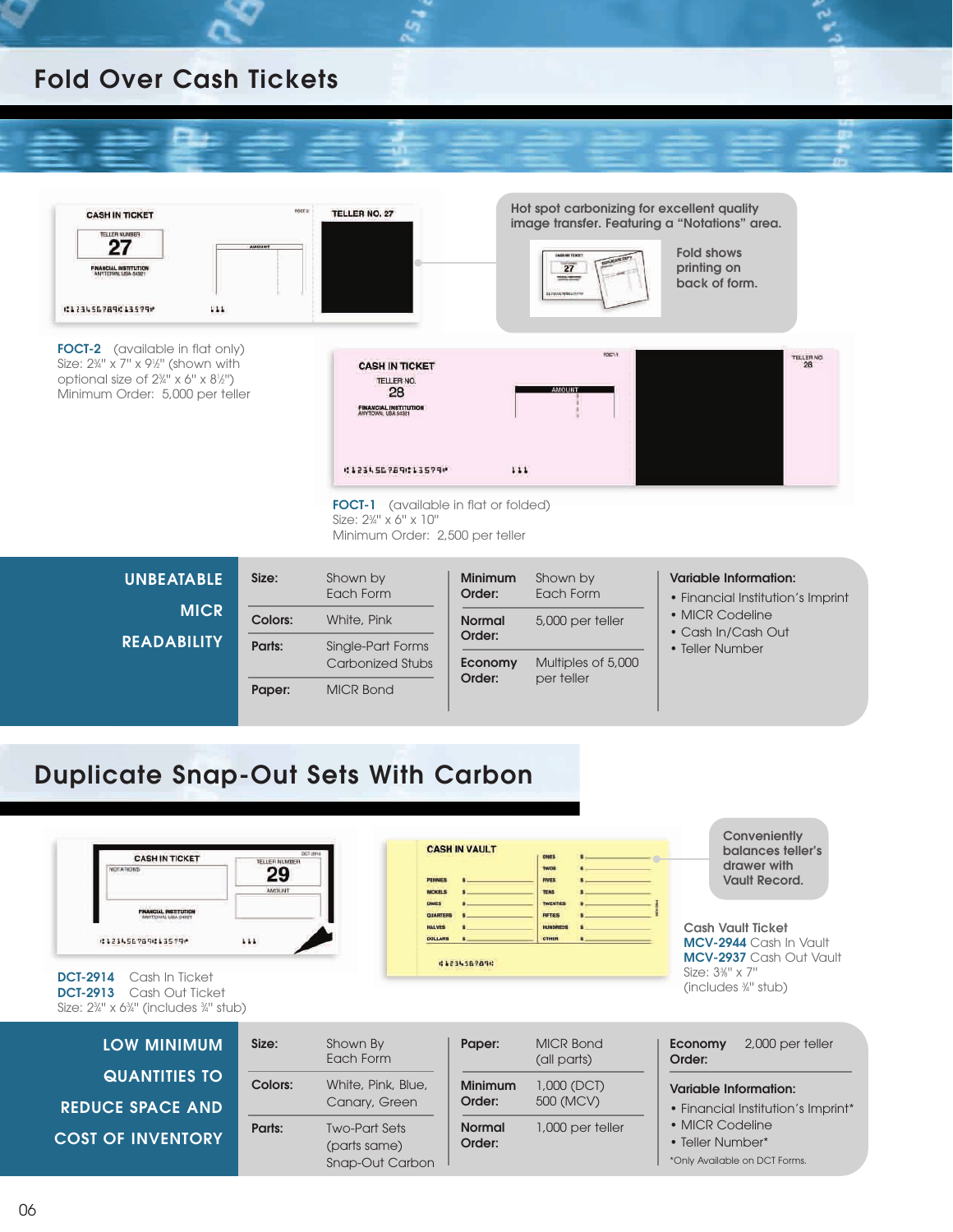# Fold Over Cash Tickets

Hot spot carbonizing for excellent quality image transfer. Featuring a "Notations" area.

Fold shows printing on back of form.

**FOCT-2** (available in flat only)
Size: 2¾" x 7" x 9½" (shown with optional size of 2¾" x 6" x 8½")
Minimum Order: 5,000 per teller

**FOCT-1** (available in flat or folded)
Size: 2¾" x 6" x 10"
Minimum Order: 2,500 per teller

**UNBEATABLE MICR READABILITY**

| | | | |
|---|---|---|---|
| **Size:** | Shown by Each Form | **Minimum Order:** | Shown by Each Form |
| **Colors:** | White, Pink | **Normal Order:** | 5,000 per teller |
| **Parts:** | Single-Part Forms Carbonized Stubs | **Economy Order:** | Multiples of 5,000 per teller |
| **Paper:** | MICR Bond | | |

**Variable Information:**

- Financial Institution's Imprint
- MICR Codeline
- Cash In/Cash Out
- Teller Number

# Duplicate Snap-Out Sets With Carbon

**DCT-2914** Cash In Ticket
**DCT-2913** Cash Out Ticket
Size: 2¾" x 6¾" (includes ¾" stub)

Conveniently balances teller's drawer with Vault Record.

Cash Vault Ticket
**MCV-2944** Cash In Vault
**MCV-2937** Cash Out Vault
Size: 3⅜" x 7" (includes ¾" stub)

**LOW MINIMUM QUANTITIES TO REDUCE SPACE AND COST OF INVENTORY**

| | | | |
|---|---|---|---|
| **Size:** | Shown By Each Form | **Paper:** | MICR Bond (all parts) |
| **Colors:** | White, Pink, Blue, Canary, Green | **Minimum Order:** | 1,000 (DCT) 500 (MCV) |
| **Parts:** | Two-Part Sets (parts same) Snap-Out Carbon | **Normal Order:** | 1,000 per teller |

**Economy Order:** 2,000 per teller

**Variable Information:**

- Financial Institution's Imprint*
- MICR Codeline
- Teller Number*

*Only Available on DCT Forms.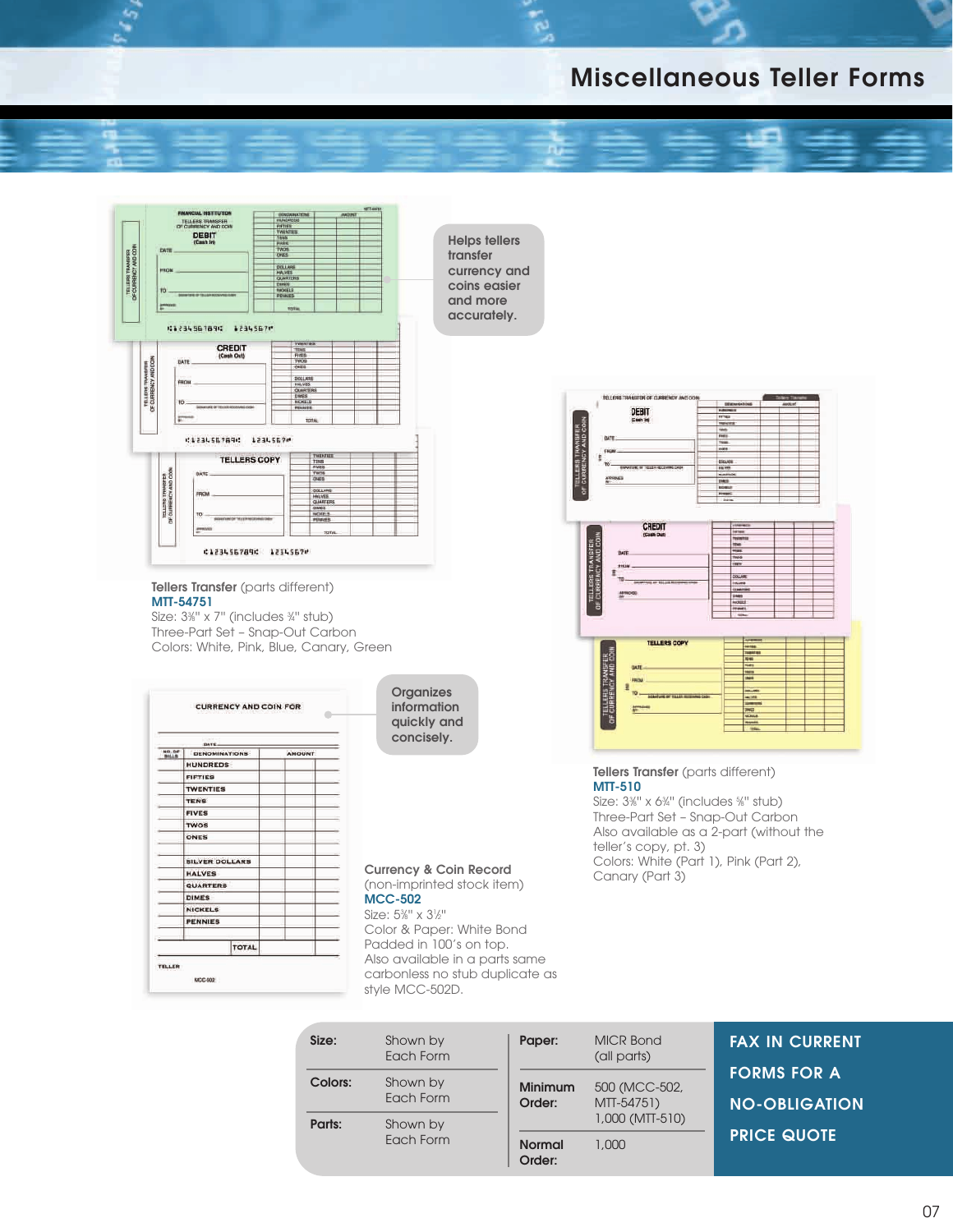# Miscellaneous Teller Forms

Helps tellers transfer currency and coins easier and more accurately.

**Tellers Transfer** (parts different)
**MTT-54751**
Size: 3⅜" x 7" (includes ¾" stub)
Three-Part Set – Snap-Out Carbon
Colors: White, Pink, Blue, Canary, Green

**Tellers Transfer** (parts different)
**MTT-510**
Size: 3⅜" x 6¾" (includes ⅝" stub)
Three-Part Set – Snap-Out Carbon
Also available as a 2-part (without the teller's copy, pt. 3)
Colors: White (Part 1), Pink (Part 2), Canary (Part 3)

Organizes information quickly and concisely.

**Currency & Coin Record**
(non-imprinted stock item)
**MCC-502**
Size: 5⅜" x 3½"
Color & Paper: White Bond
Padded in 100's on top.
Also available in a parts same carbonless no stub duplicate as style MCC-502D.

| | | | |
|---|---|---|---|
| **Size:** | Shown by Each Form | **Paper:** | MICR Bond (all parts) |
| **Colors:** | Shown by Each Form | **Minimum Order:** | 500 (MCC-502, MTT-54751) 1,000 (MTT-510) |
| **Parts:** | Shown by Each Form | **Normal Order:** | 1,000 |

**FAX IN CURRENT FORMS FOR A NO-OBLIGATION PRICE QUOTE**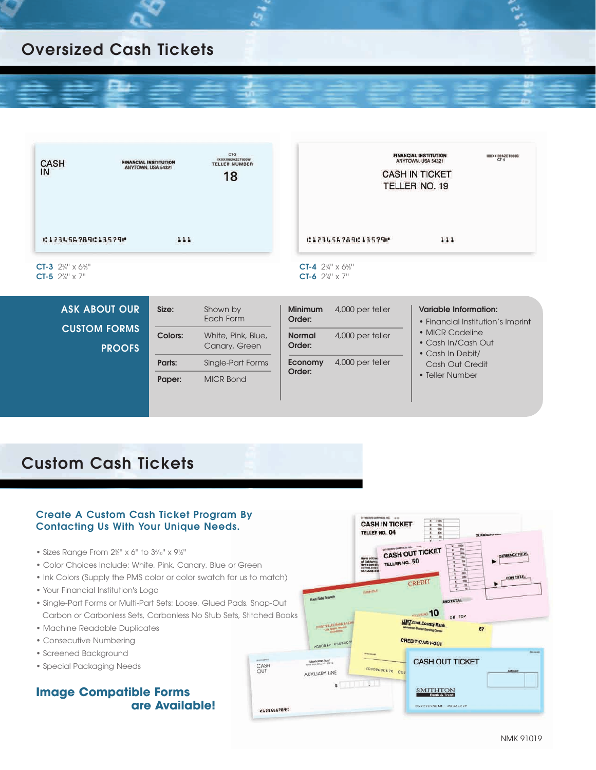# Oversized Cash Tickets

**CT-3** 2¾" x 6⅝"
**CT-5** 2¾" x 7"

**CT-4** 2¾" x 6⅝"
**CT-6** 2¾" x 7"

**ASK ABOUT OUR CUSTOM FORMS PROOFS**

| | |
|---|---|
| **Size:** | Shown by Each Form |
| **Colors:** | White, Pink, Blue, Canary, Green |
| **Parts:** | Single-Part Forms |
| **Paper:** | MICR Bond |

| | |
|---|---|
| **Minimum Order:** | 4,000 per teller |
| **Normal Order:** | 4,000 per teller |
| **Economy Order:** | 4,000 per teller |

**Variable Information:**
- Financial Institution's Imprint
- MICR Codeline
- Cash In/Cash Out
- Cash In Debit/ Cash Out Credit
- Teller Number

# Custom Cash Tickets

### Create A Custom Cash Ticket Program By Contacting Us With Your Unique Needs.

- Sizes Range From 2¾" x 6" to 3⁹⁄₁₆" x 9½"
- Color Choices Include: White, Pink, Canary, Blue or Green
- Ink Colors (Supply the PMS color or color swatch for us to match)
- Your Financial Institution's Logo
- Single-Part Forms or Multi-Part Sets: Loose, Glued Pads, Snap-Out Carbon or Carbonless Sets, Carbonless No Stub Sets, Stitched Books
- Machine Readable Duplicates
- Consecutive Numbering
- Screened Background
- Special Packaging Needs

### Image Compatible Forms are Available!

NMK 91019